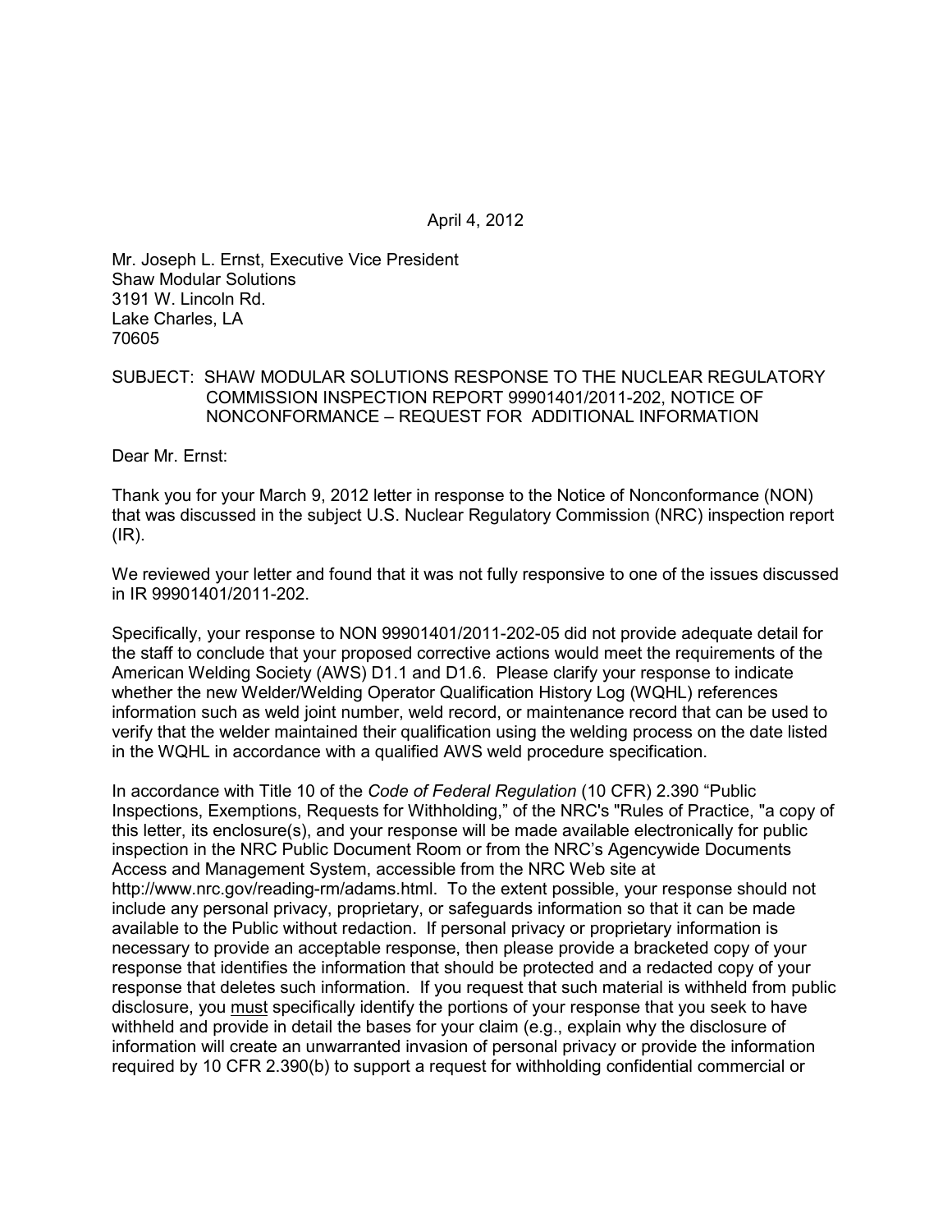April 4, 2012

Mr. Joseph L. Ernst, Executive Vice President
Shaw Modular Solutions
3191 W. Lincoln Rd.
Lake Charles, LA
70605

SUBJECT: SHAW MODULAR SOLUTIONS RESPONSE TO THE NUCLEAR REGULATORY COMMISSION INSPECTION REPORT 99901401/2011-202, NOTICE OF NONCONFORMANCE – REQUEST FOR ADDITIONAL INFORMATION

Dear Mr. Ernst:

Thank you for your March 9, 2012 letter in response to the Notice of Nonconformance (NON) that was discussed in the subject U.S. Nuclear Regulatory Commission (NRC) inspection report (IR).

We reviewed your letter and found that it was not fully responsive to one of the issues discussed in IR 99901401/2011-202.

Specifically, your response to NON 99901401/2011-202-05 did not provide adequate detail for the staff to conclude that your proposed corrective actions would meet the requirements of the American Welding Society (AWS) D1.1 and D1.6. Please clarify your response to indicate whether the new Welder/Welding Operator Qualification History Log (WQHL) references information such as weld joint number, weld record, or maintenance record that can be used to verify that the welder maintained their qualification using the welding process on the date listed in the WQHL in accordance with a qualified AWS weld procedure specification.

In accordance with Title 10 of the *Code of Federal Regulation* (10 CFR) 2.390 "Public Inspections, Exemptions, Requests for Withholding," of the NRC's "Rules of Practice, "a copy of this letter, its enclosure(s), and your response will be made available electronically for public inspection in the NRC Public Document Room or from the NRC's Agencywide Documents Access and Management System, accessible from the NRC Web site at http://www.nrc.gov/reading-rm/adams.html. To the extent possible, your response should not include any personal privacy, proprietary, or safeguards information so that it can be made available to the Public without redaction. If personal privacy or proprietary information is necessary to provide an acceptable response, then please provide a bracketed copy of your response that identifies the information that should be protected and a redacted copy of your response that deletes such information. If you request that such material is withheld from public disclosure, you must specifically identify the portions of your response that you seek to have withheld and provide in detail the bases for your claim (e.g., explain why the disclosure of information will create an unwarranted invasion of personal privacy or provide the information required by 10 CFR 2.390(b) to support a request for withholding confidential commercial or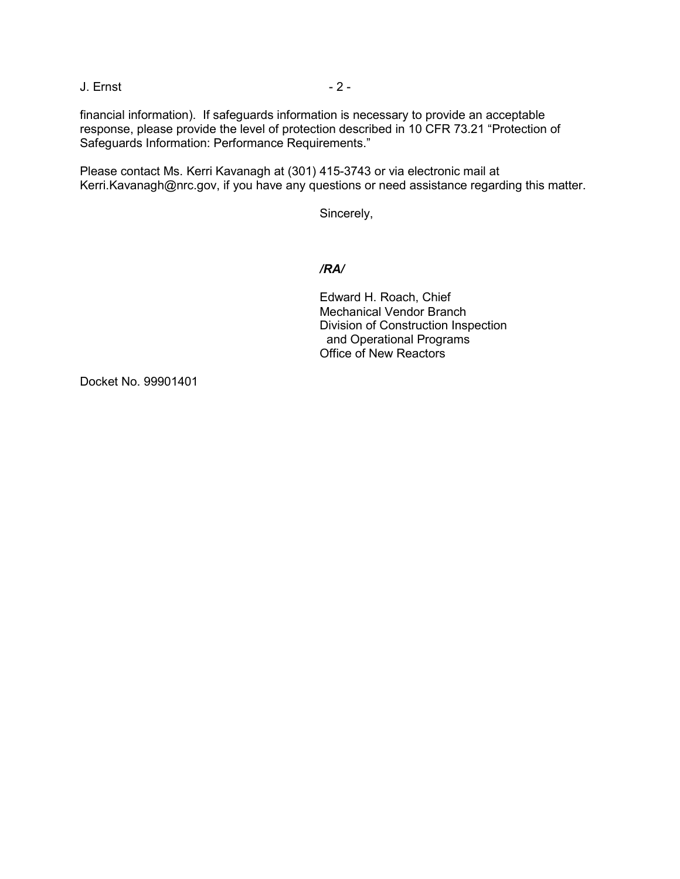financial information). If safeguards information is necessary to provide an acceptable response, please provide the level of protection described in 10 CFR 73.21 "Protection of Safeguards Information: Performance Requirements."

Please contact Ms. Kerri Kavanagh at (301) 415-3743 or via electronic mail at Kerri.Kavanagh@nrc.gov, if you have any questions or need assistance regarding this matter.

Sincerely,

***/RA/***

Edward H. Roach, Chief
Mechanical Vendor Branch
Division of Construction Inspection
and Operational Programs
Office of New Reactors

Docket No. 99901401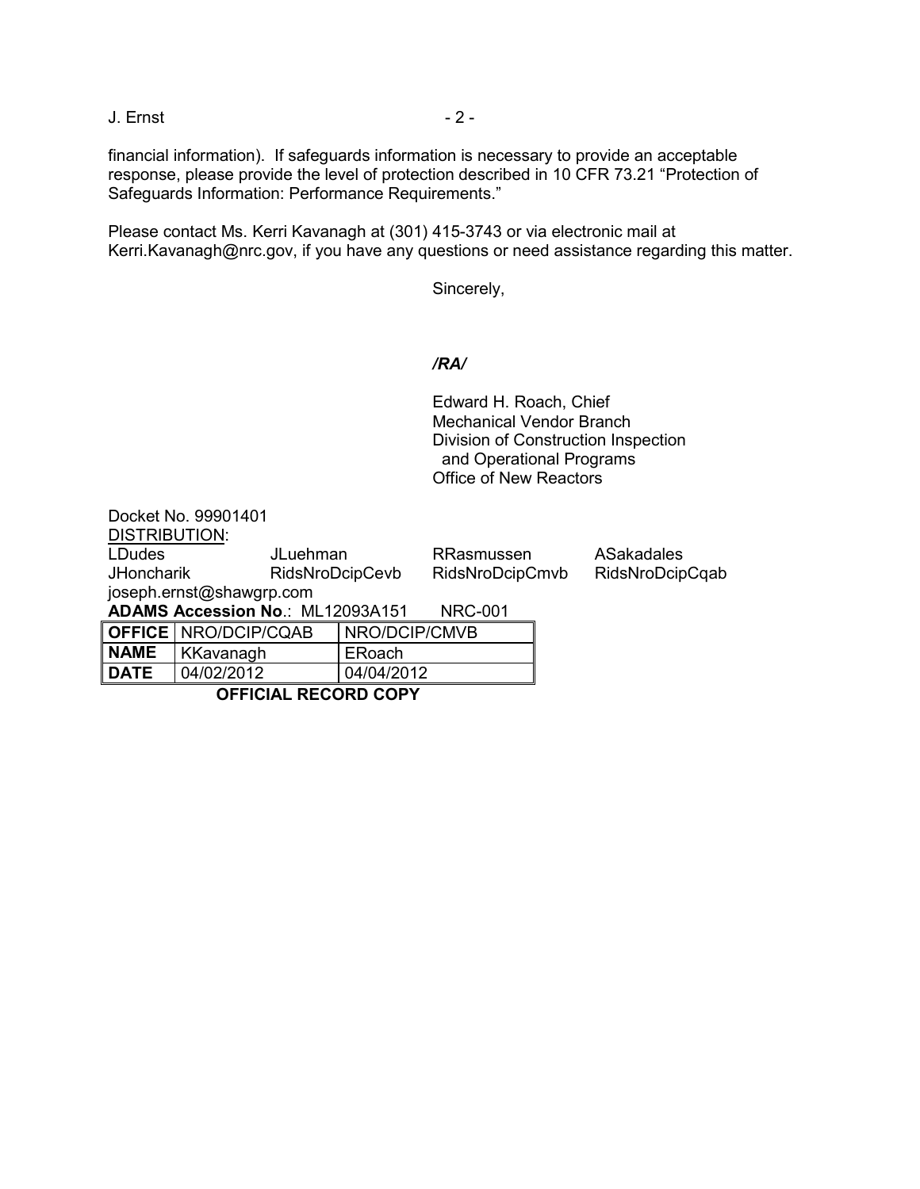financial information). If safeguards information is necessary to provide an acceptable response, please provide the level of protection described in 10 CFR 73.21 "Protection of Safeguards Information: Performance Requirements."

Please contact Ms. Kerri Kavanagh at (301) 415-3743 or via electronic mail at Kerri.Kavanagh@nrc.gov, if you have any questions or need assistance regarding this matter.

Sincerely,

*/RA/*

Edward H. Roach, Chief
Mechanical Vendor Branch
Division of Construction Inspection
and Operational Programs
Office of New Reactors

Docket No. 99901401

DISTRIBUTION:

LDudes JLuehman RRasmussen ASakadales
JHoncharik RidsNroDcipCevb RidsNroDcipCmvb RidsNroDcipCqab
joseph.ernst@shawgrp.com

**ADAMS Accession No**.: ML12093A151 NRC-001

| **OFFICE** | NRO/DCIP/CQAB | NRO/DCIP/CMVB |
|---|---|---|
| **NAME** | KKavanagh | ERoach |
| **DATE** | 04/02/2012 | 04/04/2012 |

**OFFICIAL RECORD COPY**